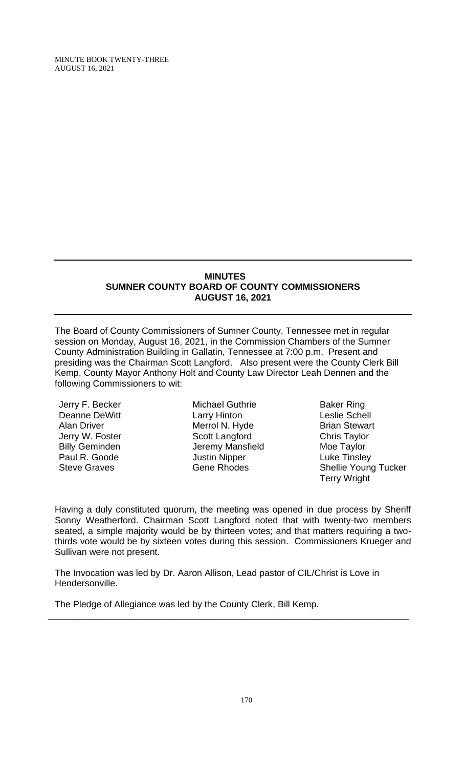# MINUTES
## SUMNER COUNTY BOARD OF COUNTY COMMISSIONERS
## AUGUST 16, 2021

The Board of County Commissioners of Sumner County, Tennessee met in regular session on Monday, August 16, 2021, in the Commission Chambers of the Sumner County Administration Building in Gallatin, Tennessee at 7:00 p.m. Present and presiding was the Chairman Scott Langford. Also present were the County Clerk Bill Kemp, County Mayor Anthony Holt and County Law Director Leah Dennen and the following Commissioners to wit:

| | | |
|---|---|---|
| Jerry F. Becker | Michael Guthrie | Baker Ring |
| Deanne DeWitt | Larry Hinton | Leslie Schell |
| Alan Driver | Merrol N. Hyde | Brian Stewart |
| Jerry W. Foster | Scott Langford | Chris Taylor |
| Billy Geminden | Jeremy Mansfield | Moe Taylor |
| Paul R. Goode | Justin Nipper | Luke Tinsley |
| Steve Graves | Gene Rhodes | Shellie Young Tucker |
| | | Terry Wright |

Having a duly constituted quorum, the meeting was opened in due process by Sheriff Sonny Weatherford. Chairman Scott Langford noted that with twenty-two members seated, a simple majority would be by thirteen votes; and that matters requiring a two-thirds vote would be by sixteen votes during this session. Commissioners Krueger and Sullivan were not present.

The Invocation was led by Dr. Aaron Allison, Lead pastor of CIL/Christ is Love in Hendersonville.

The Pledge of Allegiance was led by the County Clerk, Bill Kemp.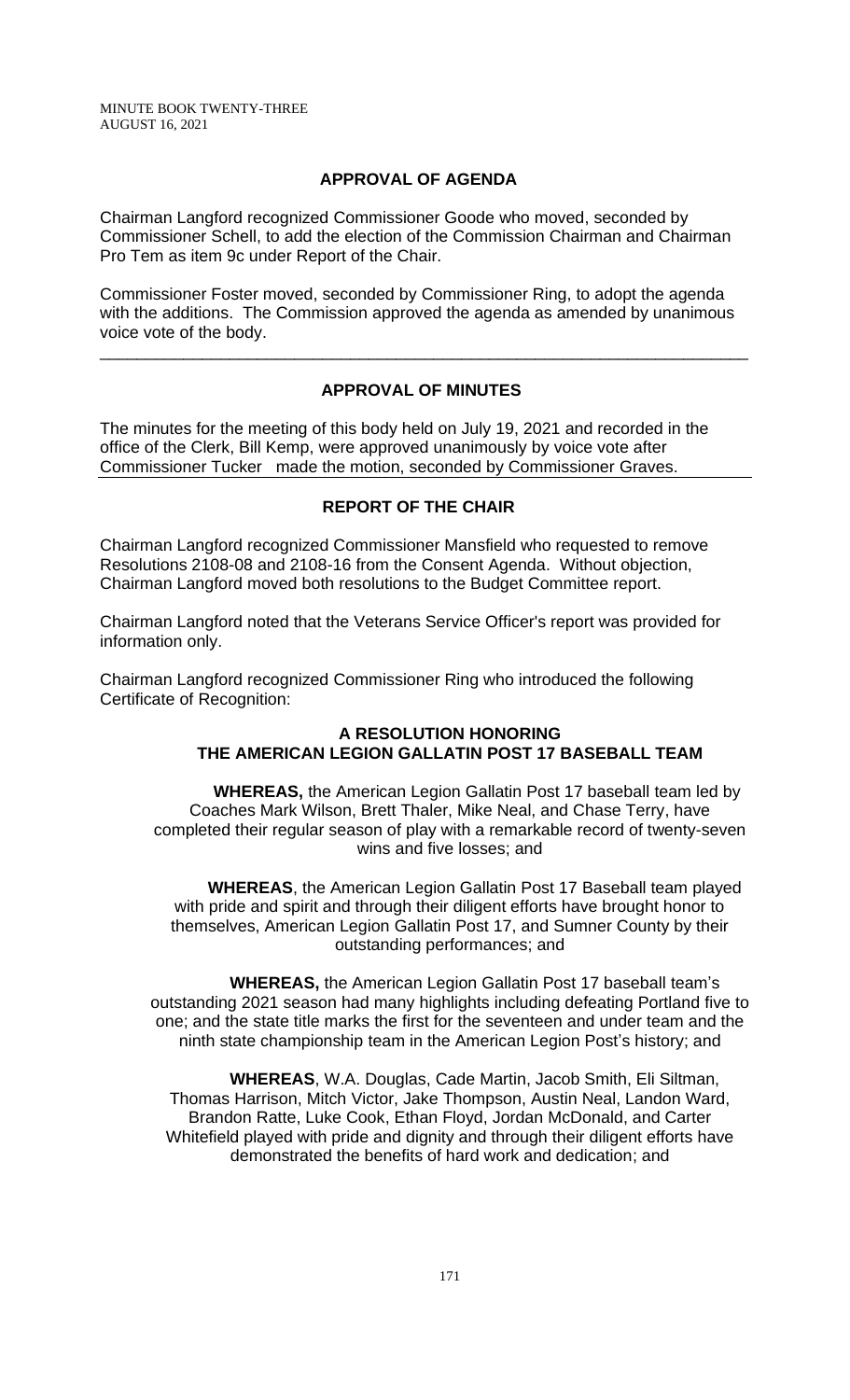## APPROVAL OF AGENDA

Chairman Langford recognized Commissioner Goode who moved, seconded by Commissioner Schell, to add the election of the Commission Chairman and Chairman Pro Tem as item 9c under Report of the Chair.

Commissioner Foster moved, seconded by Commissioner Ring, to adopt the agenda with the additions. The Commission approved the agenda as amended by unanimous voice vote of the body.

---

## APPROVAL OF MINUTES

The minutes for the meeting of this body held on July 19, 2021 and recorded in the office of the Clerk, Bill Kemp, were approved unanimously by voice vote after Commissioner Tucker made the motion, seconded by Commissioner Graves.

---

## REPORT OF THE CHAIR

Chairman Langford recognized Commissioner Mansfield who requested to remove Resolutions 2108-08 and 2108-16 from the Consent Agenda. Without objection, Chairman Langford moved both resolutions to the Budget Committee report.

Chairman Langford noted that the Veterans Service Officer's report was provided for information only.

Chairman Langford recognized Commissioner Ring who introduced the following Certificate of Recognition:

### A RESOLUTION HONORING THE AMERICAN LEGION GALLATIN POST 17 BASEBALL TEAM

**WHEREAS,** the American Legion Gallatin Post 17 baseball team led by Coaches Mark Wilson, Brett Thaler, Mike Neal, and Chase Terry, have completed their regular season of play with a remarkable record of twenty-seven wins and five losses; and

**WHEREAS**, the American Legion Gallatin Post 17 Baseball team played with pride and spirit and through their diligent efforts have brought honor to themselves, American Legion Gallatin Post 17, and Sumner County by their outstanding performances; and

**WHEREAS,** the American Legion Gallatin Post 17 baseball team's outstanding 2021 season had many highlights including defeating Portland five to one; and the state title marks the first for the seventeen and under team and the ninth state championship team in the American Legion Post's history; and

**WHEREAS**, W.A. Douglas, Cade Martin, Jacob Smith, Eli Siltman, Thomas Harrison, Mitch Victor, Jake Thompson, Austin Neal, Landon Ward, Brandon Ratte, Luke Cook, Ethan Floyd, Jordan McDonald, and Carter Whitefield played with pride and dignity and through their diligent efforts have demonstrated the benefits of hard work and dedication; and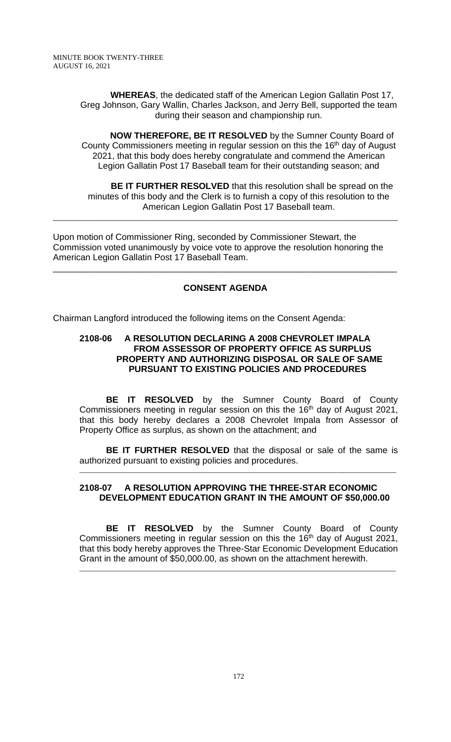**WHEREAS**, the dedicated staff of the American Legion Gallatin Post 17, Greg Johnson, Gary Wallin, Charles Jackson, and Jerry Bell, supported the team during their season and championship run.

**NOW THEREFORE, BE IT RESOLVED** by the Sumner County Board of County Commissioners meeting in regular session on this the 16th day of August 2021, that this body does hereby congratulate and commend the American Legion Gallatin Post 17 Baseball team for their outstanding season; and

**BE IT FURTHER RESOLVED** that this resolution shall be spread on the minutes of this body and the Clerk is to furnish a copy of this resolution to the American Legion Gallatin Post 17 Baseball team.

---

Upon motion of Commissioner Ring, seconded by Commissioner Stewart, the Commission voted unanimously by voice vote to approve the resolution honoring the American Legion Gallatin Post 17 Baseball Team.

---

## CONSENT AGENDA

Chairman Langford introduced the following items on the Consent Agenda:

### 2108-06 A RESOLUTION DECLARING A 2008 CHEVROLET IMPALA FROM ASSESSOR OF PROPERTY OFFICE AS SURPLUS PROPERTY AND AUTHORIZING DISPOSAL OR SALE OF SAME PURSUANT TO EXISTING POLICIES AND PROCEDURES

**BE IT RESOLVED** by the Sumner County Board of County Commissioners meeting in regular session on this the 16th day of August 2021, that this body hereby declares a 2008 Chevrolet Impala from Assessor of Property Office as surplus, as shown on the attachment; and

**BE IT FURTHER RESOLVED** that the disposal or sale of the same is authorized pursuant to existing policies and procedures.

---

### 2108-07 A RESOLUTION APPROVING THE THREE-STAR ECONOMIC DEVELOPMENT EDUCATION GRANT IN THE AMOUNT OF $50,000.00

**BE IT RESOLVED** by the Sumner County Board of County Commissioners meeting in regular session on this the 16th day of August 2021, that this body hereby approves the Three-Star Economic Development Education Grant in the amount of $50,000.00, as shown on the attachment herewith.

---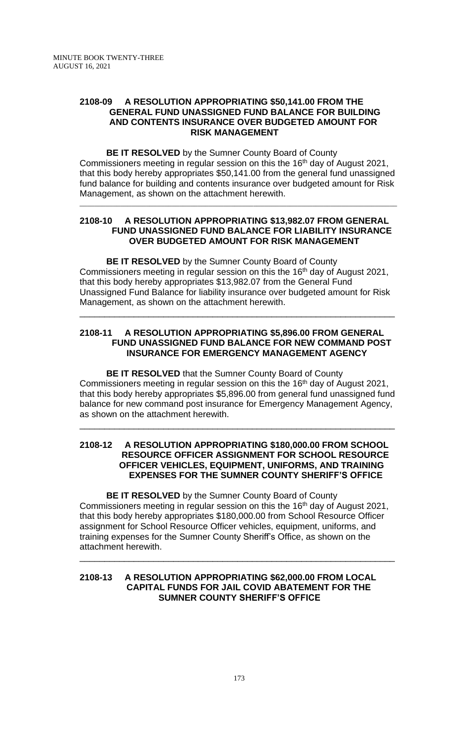**2108-09 A RESOLUTION APPROPRIATING $50,141.00 FROM THE GENERAL FUND UNASSIGNED FUND BALANCE FOR BUILDING AND CONTENTS INSURANCE OVER BUDGETED AMOUNT FOR RISK MANAGEMENT**

**BE IT RESOLVED** by the Sumner County Board of County Commissioners meeting in regular session on this the 16th day of August 2021, that this body hereby appropriates $50,141.00 from the general fund unassigned fund balance for building and contents insurance over budgeted amount for Risk Management, as shown on the attachment herewith.

---

**2108-10 A RESOLUTION APPROPRIATING $13,982.07 FROM GENERAL FUND UNASSIGNED FUND BALANCE FOR LIABILITY INSURANCE OVER BUDGETED AMOUNT FOR RISK MANAGEMENT**

**BE IT RESOLVED** by the Sumner County Board of County Commissioners meeting in regular session on this the 16th day of August 2021, that this body hereby appropriates $13,982.07 from the General Fund Unassigned Fund Balance for liability insurance over budgeted amount for Risk Management, as shown on the attachment herewith.

---

**2108-11 A RESOLUTION APPROPRIATING $5,896.00 FROM GENERAL FUND UNASSIGNED FUND BALANCE FOR NEW COMMAND POST INSURANCE FOR EMERGENCY MANAGEMENT AGENCY**

**BE IT RESOLVED** that the Sumner County Board of County Commissioners meeting in regular session on this the 16th day of August 2021, that this body hereby appropriates $5,896.00 from general fund unassigned fund balance for new command post insurance for Emergency Management Agency, as shown on the attachment herewith.

---

**2108-12 A RESOLUTION APPROPRIATING $180,000.00 FROM SCHOOL RESOURCE OFFICER ASSIGNMENT FOR SCHOOL RESOURCE OFFICER VEHICLES, EQUIPMENT, UNIFORMS, AND TRAINING EXPENSES FOR THE SUMNER COUNTY SHERIFF'S OFFICE**

**BE IT RESOLVED** by the Sumner County Board of County Commissioners meeting in regular session on this the 16th day of August 2021, that this body hereby appropriates $180,000.00 from School Resource Officer assignment for School Resource Officer vehicles, equipment, uniforms, and training expenses for the Sumner County Sheriff's Office, as shown on the attachment herewith.

---

**2108-13 A RESOLUTION APPROPRIATING $62,000.00 FROM LOCAL CAPITAL FUNDS FOR JAIL COVID ABATEMENT FOR THE SUMNER COUNTY SHERIFF'S OFFICE**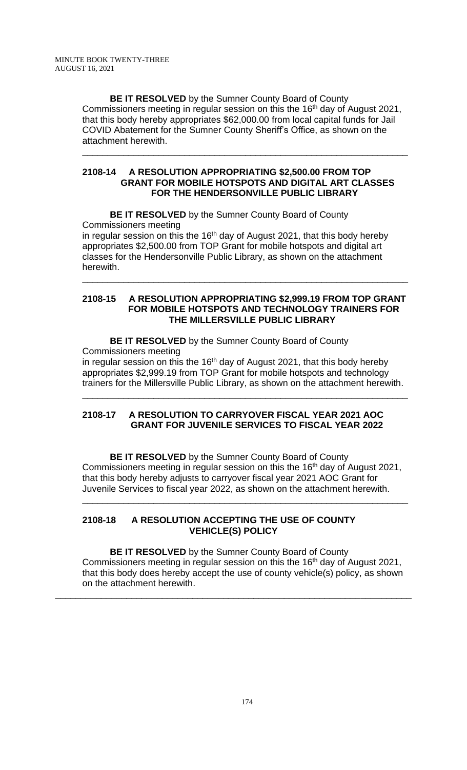**BE IT RESOLVED** by the Sumner County Board of County Commissioners meeting in regular session on this the 16th day of August 2021, that this body hereby appropriates $62,000.00 from local capital funds for Jail COVID Abatement for the Sumner County Sheriff's Office, as shown on the attachment herewith.

---

### 2108-14 A RESOLUTION APPROPRIATING $2,500.00 FROM TOP GRANT FOR MOBILE HOTSPOTS AND DIGITAL ART CLASSES FOR THE HENDERSONVILLE PUBLIC LIBRARY

**BE IT RESOLVED** by the Sumner County Board of County Commissioners meeting in regular session on this the 16th day of August 2021, that this body hereby appropriates $2,500.00 from TOP Grant for mobile hotspots and digital art classes for the Hendersonville Public Library, as shown on the attachment herewith.

---

### 2108-15 A RESOLUTION APPROPRIATING $2,999.19 FROM TOP GRANT FOR MOBILE HOTSPOTS AND TECHNOLOGY TRAINERS FOR THE MILLERSVILLE PUBLIC LIBRARY

**BE IT RESOLVED** by the Sumner County Board of County Commissioners meeting in regular session on this the 16th day of August 2021, that this body hereby appropriates $2,999.19 from TOP Grant for mobile hotspots and technology trainers for the Millersville Public Library, as shown on the attachment herewith.

---

### 2108-17 A RESOLUTION TO CARRYOVER FISCAL YEAR 2021 AOC GRANT FOR JUVENILE SERVICES TO FISCAL YEAR 2022

**BE IT RESOLVED** by the Sumner County Board of County Commissioners meeting in regular session on this the 16th day of August 2021, that this body hereby adjusts to carryover fiscal year 2021 AOC Grant for Juvenile Services to fiscal year 2022, as shown on the attachment herewith.

---

### 2108-18 A RESOLUTION ACCEPTING THE USE OF COUNTY VEHICLE(S) POLICY

**BE IT RESOLVED** by the Sumner County Board of County Commissioners meeting in regular session on this the 16th day of August 2021, that this body does hereby accept the use of county vehicle(s) policy, as shown on the attachment herewith.

---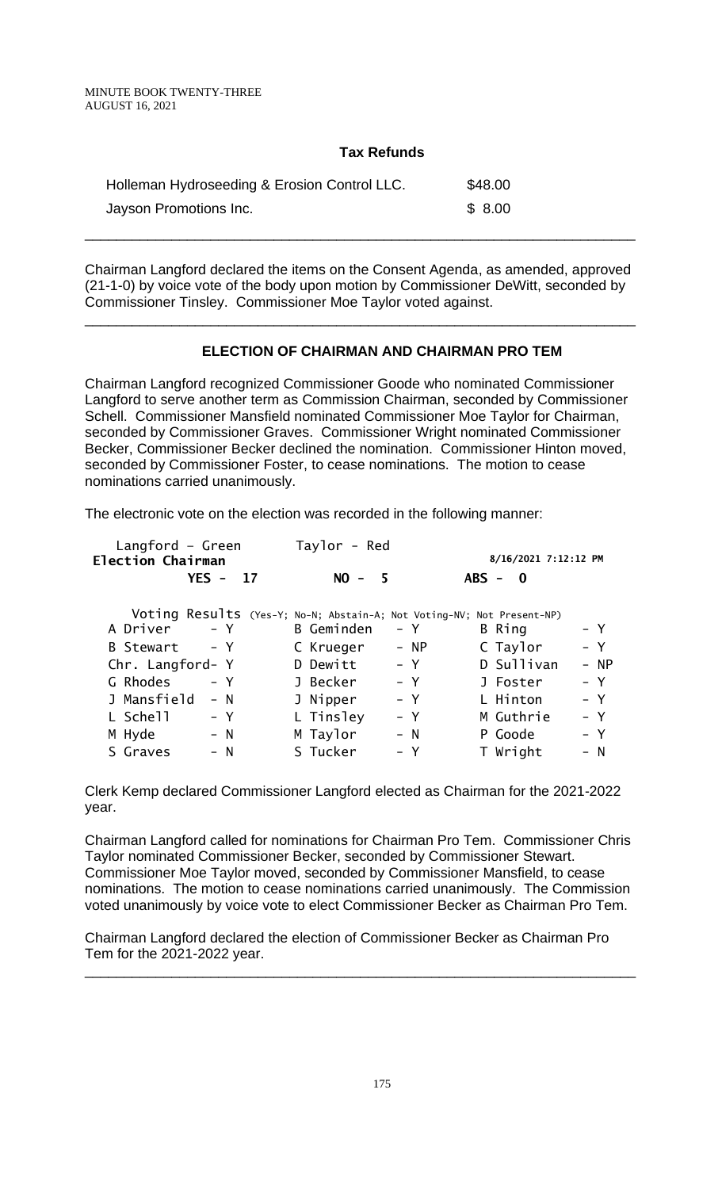MINUTE BOOK TWENTY-THREE
AUGUST 16, 2021

**Tax Refunds**

| | |
|---|---|
| Holleman Hydroseeding & Erosion Control LLC. | $48.00 |
| Jayson Promotions Inc. | $ 8.00 |

---

Chairman Langford declared the items on the Consent Agenda, as amended, approved (21-1-0) by voice vote of the body upon motion by Commissioner DeWitt, seconded by Commissioner Tinsley. Commissioner Moe Taylor voted against.

---

## ELECTION OF CHAIRMAN AND CHAIRMAN PRO TEM

Chairman Langford recognized Commissioner Goode who nominated Commissioner Langford to serve another term as Commission Chairman, seconded by Commissioner Schell. Commissioner Mansfield nominated Commissioner Moe Taylor for Chairman, seconded by Commissioner Graves. Commissioner Wright nominated Commissioner Becker, Commissioner Becker declined the nomination. Commissioner Hinton moved, seconded by Commissioner Foster, to cease nominations. The motion to cease nominations carried unanimously.

The electronic vote on the election was recorded in the following manner:

Langford – Green    Taylor – Red

**Election Chairman**    8/16/2021 7:12:12 PM

**YES - 17    NO - 5    ABS - 0**

Voting Results (Yes-Y; No-N; Abstain-A; Not Voting-NV; Not Present-NP)

| | | | | | |
|---|---|---|---|---|---|
| A Driver | - Y | B Geminden | - Y | B Ring | - Y |
| B Stewart | - Y | C Krueger | - NP | C Taylor | - Y |
| Chr. Langford | - Y | D Dewitt | - Y | D Sullivan | - NP |
| G Rhodes | - Y | J Becker | - Y | J Foster | - Y |
| J Mansfield | - N | J Nipper | - Y | L Hinton | - Y |
| L Schell | - Y | L Tinsley | - Y | M Guthrie | - Y |
| M Hyde | - N | M Taylor | - N | P Goode | - Y |
| S Graves | - N | S Tucker | - Y | T Wright | - N |

Clerk Kemp declared Commissioner Langford elected as Chairman for the 2021-2022 year.

Chairman Langford called for nominations for Chairman Pro Tem. Commissioner Chris Taylor nominated Commissioner Becker, seconded by Commissioner Stewart. Commissioner Moe Taylor moved, seconded by Commissioner Mansfield, to cease nominations. The motion to cease nominations carried unanimously. The Commission voted unanimously by voice vote to elect Commissioner Becker as Chairman Pro Tem.

Chairman Langford declared the election of Commissioner Becker as Chairman Pro Tem for the 2021-2022 year.

---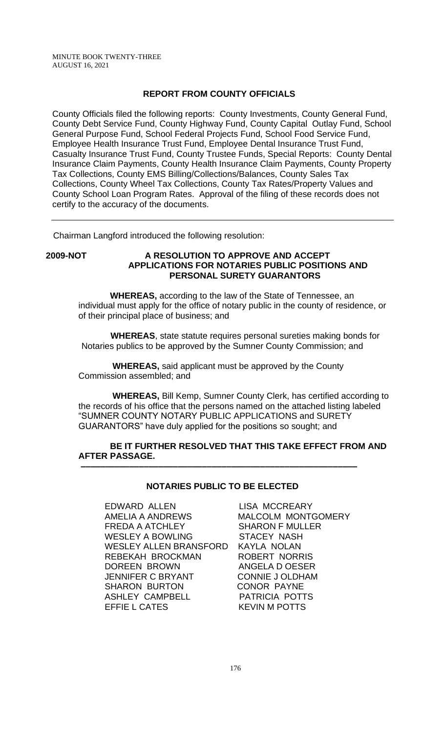## REPORT FROM COUNTY OFFICIALS

County Officials filed the following reports: County Investments, County General Fund, County Debt Service Fund, County Highway Fund, County Capital Outlay Fund, School General Purpose Fund, School Federal Projects Fund, School Food Service Fund, Employee Health Insurance Trust Fund, Employee Dental Insurance Trust Fund, Casualty Insurance Trust Fund, County Trustee Funds, Special Reports: County Dental Insurance Claim Payments, County Health Insurance Claim Payments, County Property Tax Collections, County EMS Billing/Collections/Balances, County Sales Tax Collections, County Wheel Tax Collections, County Tax Rates/Property Values and County School Loan Program Rates. Approval of the filing of these records does not certify to the accuracy of the documents.

---

Chairman Langford introduced the following resolution:

**2009-NOT** **A RESOLUTION TO APPROVE AND ACCEPT APPLICATIONS FOR NOTARIES PUBLIC POSITIONS AND PERSONAL SURETY GUARANTORS**

**WHEREAS,** according to the law of the State of Tennessee, an individual must apply for the office of notary public in the county of residence, or of their principal place of business; and

**WHEREAS**, state statute requires personal sureties making bonds for Notaries publics to be approved by the Sumner County Commission; and

**WHEREAS,** said applicant must be approved by the County Commission assembled; and

**WHEREAS,** Bill Kemp, Sumner County Clerk, has certified according to the records of his office that the persons named on the attached listing labeled "SUMNER COUNTY NOTARY PUBLIC APPLICATIONS and SURETY GUARANTORS" have duly applied for the positions so sought; and

**BE IT FURTHER RESOLVED THAT THIS TAKE EFFECT FROM AND AFTER PASSAGE.**

---

### NOTARIES PUBLIC TO BE ELECTED

EDWARD ALLEN
AMELIA A ANDREWS
FREDA A ATCHLEY
WESLEY A BOWLING
WESLEY ALLEN BRANSFORD
REBEKAH BROCKMAN
DOREEN BROWN
JENNIFER C BRYANT
SHARON BURTON
ASHLEY CAMPBELL
EFFIE L CATES
LISA MCCREARY
MALCOLM MONTGOMERY
SHARON F MULLER
STACEY NASH
KAYLA NOLAN
ROBERT NORRIS
ANGELA D OESER
CONNIE J OLDHAM
CONOR PAYNE
PATRICIA POTTS
KEVIN M POTTS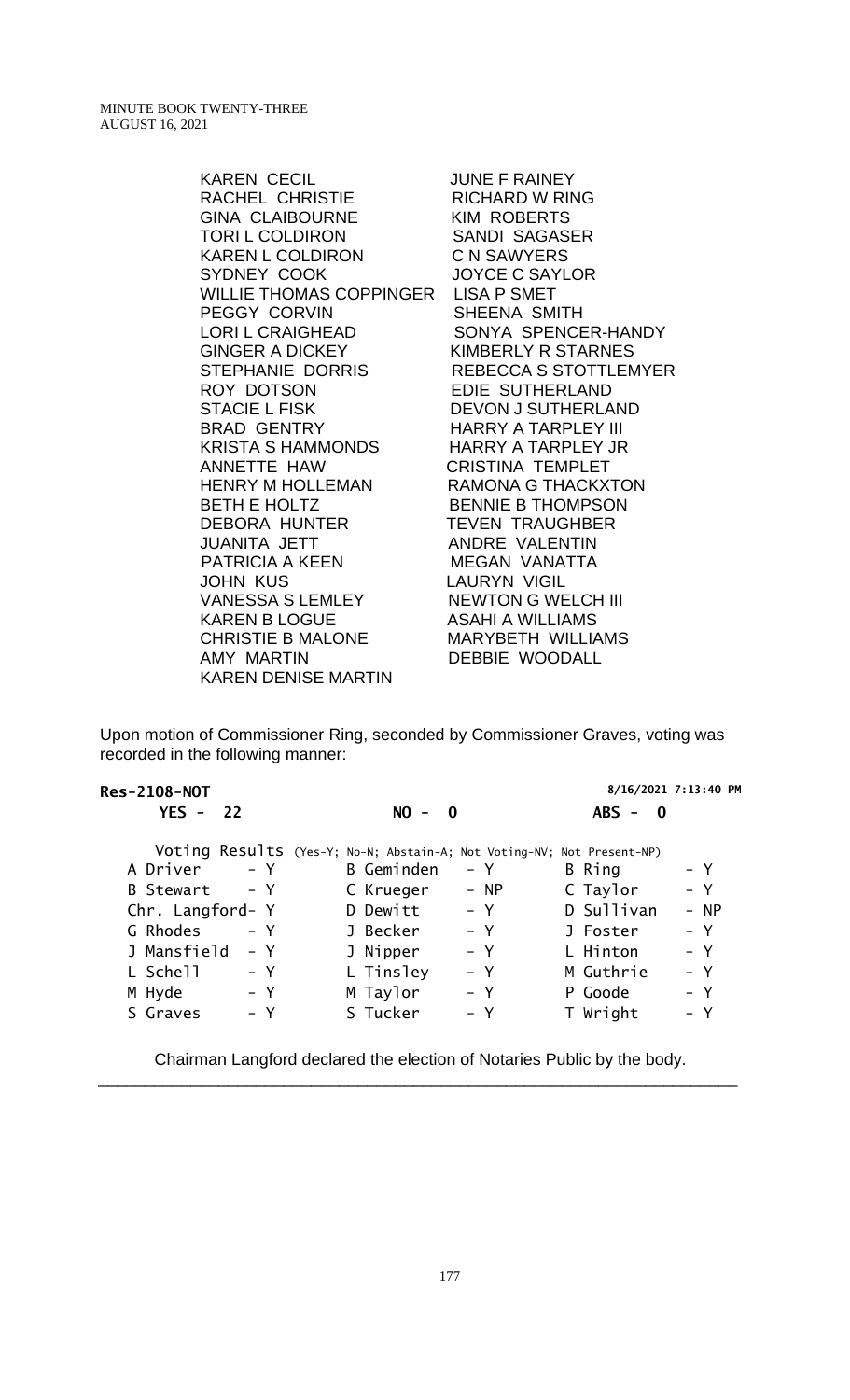KAREN CECIL
RACHEL CHRISTIE
GINA CLAIBOURNE
TORI L COLDIRON
KAREN L COLDIRON
SYDNEY COOK
WILLIE THOMAS COPPINGER
PEGGY CORVIN
LORI L CRAIGHEAD
GINGER A DICKEY
STEPHANIE DORRIS
ROY DOTSON
STACIE L FISK
BRAD GENTRY
KRISTA S HAMMONDS
ANNETTE HAW
HENRY M HOLLEMAN
BETH E HOLTZ
DEBORA HUNTER
JUANITA JETT
PATRICIA A KEEN
JOHN KUS
VANESSA S LEMLEY
KAREN B LOGUE
CHRISTIE B MALONE
AMY MARTIN
KAREN DENISE MARTIN
JUNE F RAINEY
RICHARD W RING
KIM ROBERTS
SANDI SAGASER
C N SAWYERS
JOYCE C SAYLOR
LISA P SMET
SHEENA SMITH
SONYA SPENCER-HANDY
KIMBERLY R STARNES
REBECCA S STOTTLEMYER
EDIE SUTHERLAND
DEVON J SUTHERLAND
HARRY A TARPLEY III
HARRY A TARPLEY JR
CRISTINA TEMPLET
RAMONA G THACKXTON
BENNIE B THOMPSON
TEVEN TRAUGHBER
ANDRE VALENTIN
MEGAN VANATTA
LAURYN VIGIL
NEWTON G WELCH III
ASAHI A WILLIAMS
MARYBETH WILLIAMS
DEBBIE WOODALL

Upon motion of Commissioner Ring, seconded by Commissioner Graves, voting was recorded in the following manner:

**Res-2108-NOT** 8/16/2021 7:13:40 PM

**YES - 22** **NO - 0** **ABS - 0**

Voting Results (Yes-Y; No-N; Abstain-A; Not Voting-NV; Not Present-NP)

| | | | | | |
|---|---|---|---|---|---|
| A Driver | - Y | B Geminden | - Y | B Ring | - Y |
| B Stewart | - Y | C Krueger | - NP | C Taylor | - Y |
| Chr. Langford | - Y | D Dewitt | - Y | D Sullivan | - NP |
| G Rhodes | - Y | J Becker | - Y | J Foster | - Y |
| J Mansfield | - Y | J Nipper | - Y | L Hinton | - Y |
| L Schell | - Y | L Tinsley | - Y | M Guthrie | - Y |
| M Hyde | - Y | M Taylor | - Y | P Goode | - Y |
| S Graves | - Y | S Tucker | - Y | T Wright | - Y |

Chairman Langford declared the election of Notaries Public by the body.

---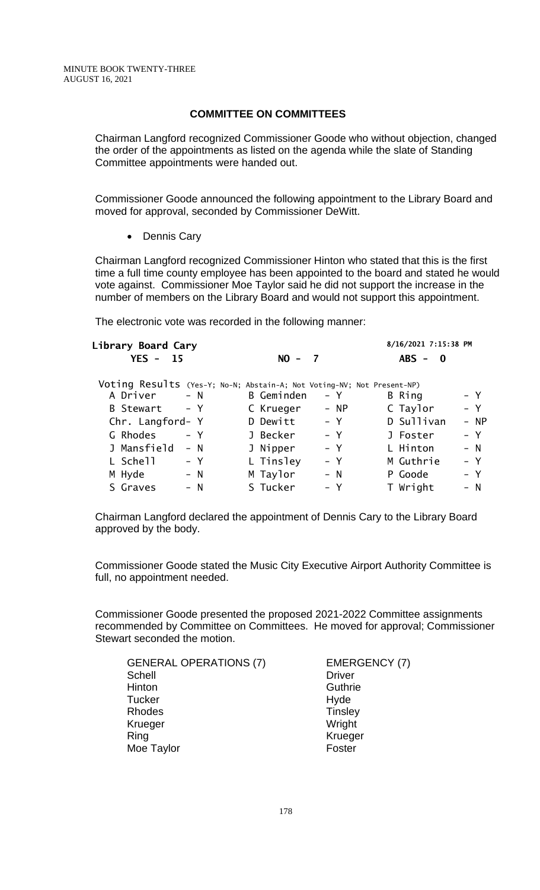## COMMITTEE ON COMMITTEES

Chairman Langford recognized Commissioner Goode who without objection, changed the order of the appointments as listed on the agenda while the slate of Standing Committee appointments were handed out.

Commissioner Goode announced the following appointment to the Library Board and moved for approval, seconded by Commissioner DeWitt.

- Dennis Cary

Chairman Langford recognized Commissioner Hinton who stated that this is the first time a full time county employee has been appointed to the board and stated he would vote against. Commissioner Moe Taylor said he did not support the increase in the number of members on the Library Board and would not support this appointment.

The electronic vote was recorded in the following manner:

**Library Board Cary** — 8/16/2021 7:15:38 PM

**YES - 15** **NO - 7** **ABS - 0**

Voting Results (Yes-Y; No-N; Abstain-A; Not Voting-NV; Not Present-NP)

| | | | | | |
|---|---|---|---|---|---|
| A Driver | - N | B Geminden | - Y | B Ring | - Y |
| B Stewart | - Y | C Krueger | - NP | C Taylor | - Y |
| Chr. Langford | - Y | D Dewitt | - Y | D Sullivan | - NP |
| G Rhodes | - Y | J Becker | - Y | J Foster | - Y |
| J Mansfield | - N | J Nipper | - Y | L Hinton | - N |
| L Schell | - Y | L Tinsley | - Y | M Guthrie | - Y |
| M Hyde | - N | M Taylor | - N | P Goode | - Y |
| S Graves | - N | S Tucker | - Y | T Wright | - N |

Chairman Langford declared the appointment of Dennis Cary to the Library Board approved by the body.

Commissioner Goode stated the Music City Executive Airport Authority Committee is full, no appointment needed.

Commissioner Goode presented the proposed 2021-2022 Committee assignments recommended by Committee on Committees. He moved for approval; Commissioner Stewart seconded the motion.

| GENERAL OPERATIONS (7) | EMERGENCY (7) |
|---|---|
| Schell | Driver |
| Hinton | Guthrie |
| Tucker | Hyde |
| Rhodes | Tinsley |
| Krueger | Wright |
| Ring | Krueger |
| Moe Taylor | Foster |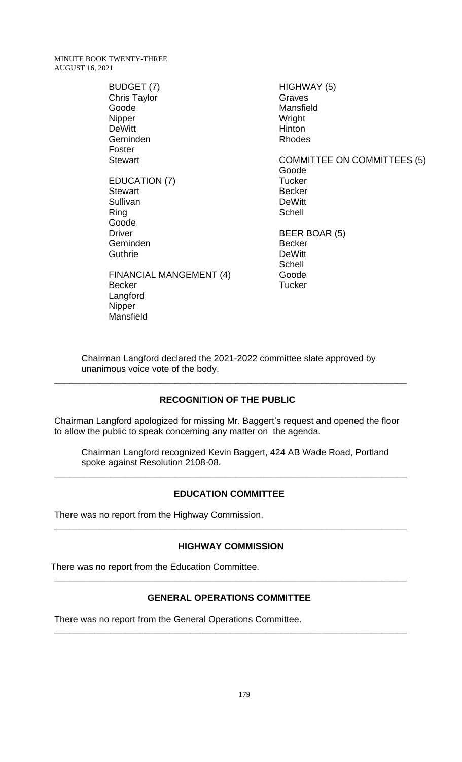BUDGET (7)
Chris Taylor
Goode
Nipper
DeWitt
Geminden
Foster
Stewart

EDUCATION (7)
Stewart
Sullivan
Ring
Goode
Driver
Geminden
Guthrie

FINANCIAL MANGEMENT (4)
Becker
Langford
Nipper
Mansfield

HIGHWAY (5)
Graves
Mansfield
Wright
Hinton
Rhodes

COMMITTEE ON COMMITTEES (5)
Goode
Tucker
Becker
DeWitt
Schell

BEER BOAR (5)
Becker
DeWitt
Schell
Goode
Tucker

Chairman Langford declared the 2021-2022 committee slate approved by unanimous voice vote of the body.

---

## RECOGNITION OF THE PUBLIC

Chairman Langford apologized for missing Mr. Baggert's request and opened the floor to allow the public to speak concerning any matter on the agenda.

Chairman Langford recognized Kevin Baggert, 424 AB Wade Road, Portland spoke against Resolution 2108-08.

---

## EDUCATION COMMITTEE

There was no report from the Highway Commission.

---

## HIGHWAY COMMISSION

There was no report from the Education Committee.

---

## GENERAL OPERATIONS COMMITTEE

There was no report from the General Operations Committee.

---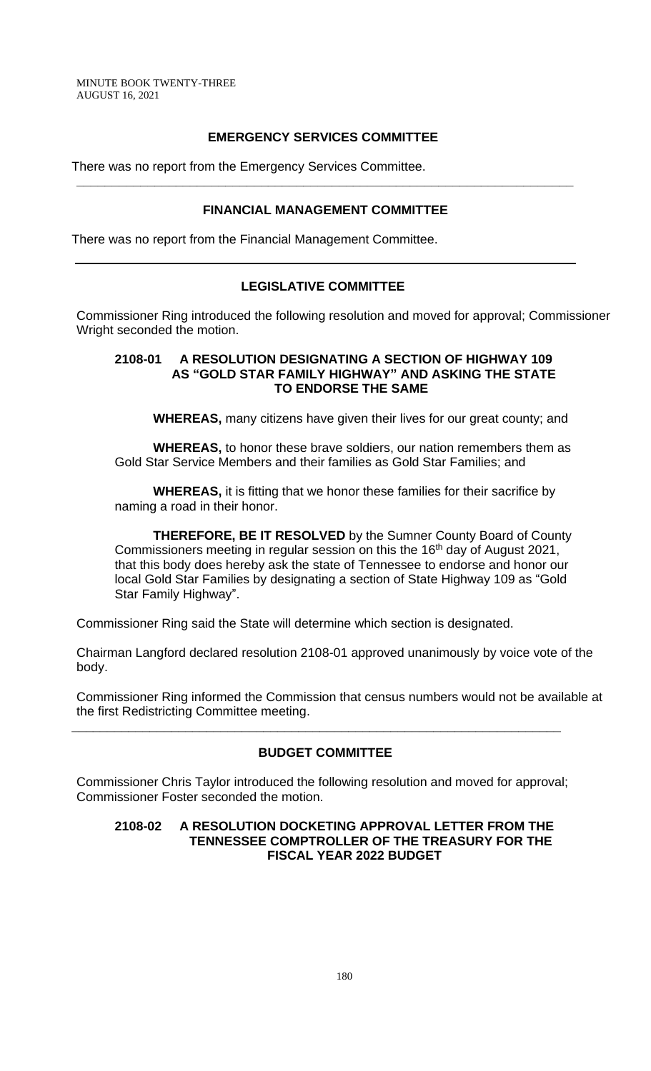## EMERGENCY SERVICES COMMITTEE

There was no report from the Emergency Services Committee.

---

## FINANCIAL MANAGEMENT COMMITTEE

There was no report from the Financial Management Committee.

---

## LEGISLATIVE COMMITTEE

Commissioner Ring introduced the following resolution and moved for approval; Commissioner Wright seconded the motion.

### 2108-01 A RESOLUTION DESIGNATING A SECTION OF HIGHWAY 109 AS "GOLD STAR FAMILY HIGHWAY" AND ASKING THE STATE TO ENDORSE THE SAME

**WHEREAS,** many citizens have given their lives for our great county; and

**WHEREAS,** to honor these brave soldiers, our nation remembers them as Gold Star Service Members and their families as Gold Star Families; and

**WHEREAS,** it is fitting that we honor these families for their sacrifice by naming a road in their honor.

**THEREFORE, BE IT RESOLVED** by the Sumner County Board of County Commissioners meeting in regular session on this the 16th day of August 2021, that this body does hereby ask the state of Tennessee to endorse and honor our local Gold Star Families by designating a section of State Highway 109 as "Gold Star Family Highway".

Commissioner Ring said the State will determine which section is designated.

Chairman Langford declared resolution 2108-01 approved unanimously by voice vote of the body.

Commissioner Ring informed the Commission that census numbers would not be available at the first Redistricting Committee meeting.

---

## BUDGET COMMITTEE

Commissioner Chris Taylor introduced the following resolution and moved for approval; Commissioner Foster seconded the motion.

### 2108-02 A RESOLUTION DOCKETING APPROVAL LETTER FROM THE TENNESSEE COMPTROLLER OF THE TREASURY FOR THE FISCAL YEAR 2022 BUDGET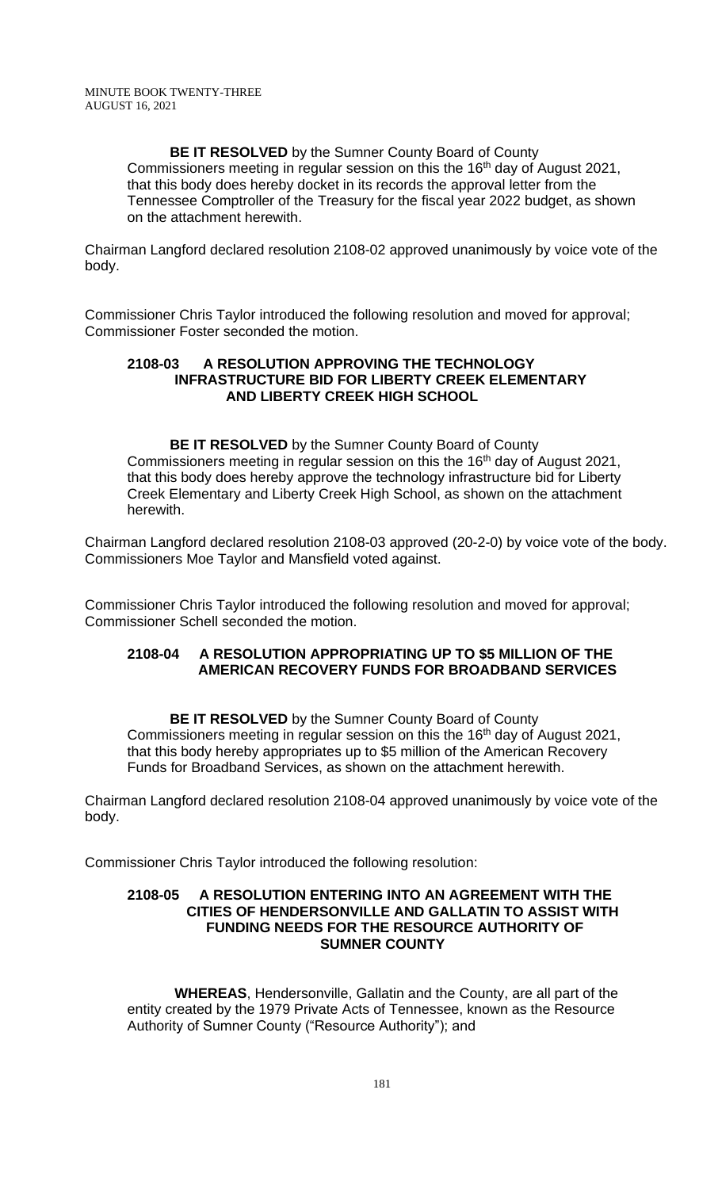**BE IT RESOLVED** by the Sumner County Board of County Commissioners meeting in regular session on this the 16th day of August 2021, that this body does hereby docket in its records the approval letter from the Tennessee Comptroller of the Treasury for the fiscal year 2022 budget, as shown on the attachment herewith.

Chairman Langford declared resolution 2108-02 approved unanimously by voice vote of the body.

Commissioner Chris Taylor introduced the following resolution and moved for approval; Commissioner Foster seconded the motion.

**2108-03 A RESOLUTION APPROVING THE TECHNOLOGY INFRASTRUCTURE BID FOR LIBERTY CREEK ELEMENTARY AND LIBERTY CREEK HIGH SCHOOL**

**BE IT RESOLVED** by the Sumner County Board of County Commissioners meeting in regular session on this the 16th day of August 2021, that this body does hereby approve the technology infrastructure bid for Liberty Creek Elementary and Liberty Creek High School, as shown on the attachment herewith.

Chairman Langford declared resolution 2108-03 approved (20-2-0) by voice vote of the body. Commissioners Moe Taylor and Mansfield voted against.

Commissioner Chris Taylor introduced the following resolution and moved for approval; Commissioner Schell seconded the motion.

**2108-04 A RESOLUTION APPROPRIATING UP TO $5 MILLION OF THE AMERICAN RECOVERY FUNDS FOR BROADBAND SERVICES**

**BE IT RESOLVED** by the Sumner County Board of County Commissioners meeting in regular session on this the 16th day of August 2021, that this body hereby appropriates up to $5 million of the American Recovery Funds for Broadband Services, as shown on the attachment herewith.

Chairman Langford declared resolution 2108-04 approved unanimously by voice vote of the body.

Commissioner Chris Taylor introduced the following resolution:

**2108-05 A RESOLUTION ENTERING INTO AN AGREEMENT WITH THE CITIES OF HENDERSONVILLE AND GALLATIN TO ASSIST WITH FUNDING NEEDS FOR THE RESOURCE AUTHORITY OF SUMNER COUNTY**

**WHEREAS**, Hendersonville, Gallatin and the County, are all part of the entity created by the 1979 Private Acts of Tennessee, known as the Resource Authority of Sumner County ("Resource Authority"); and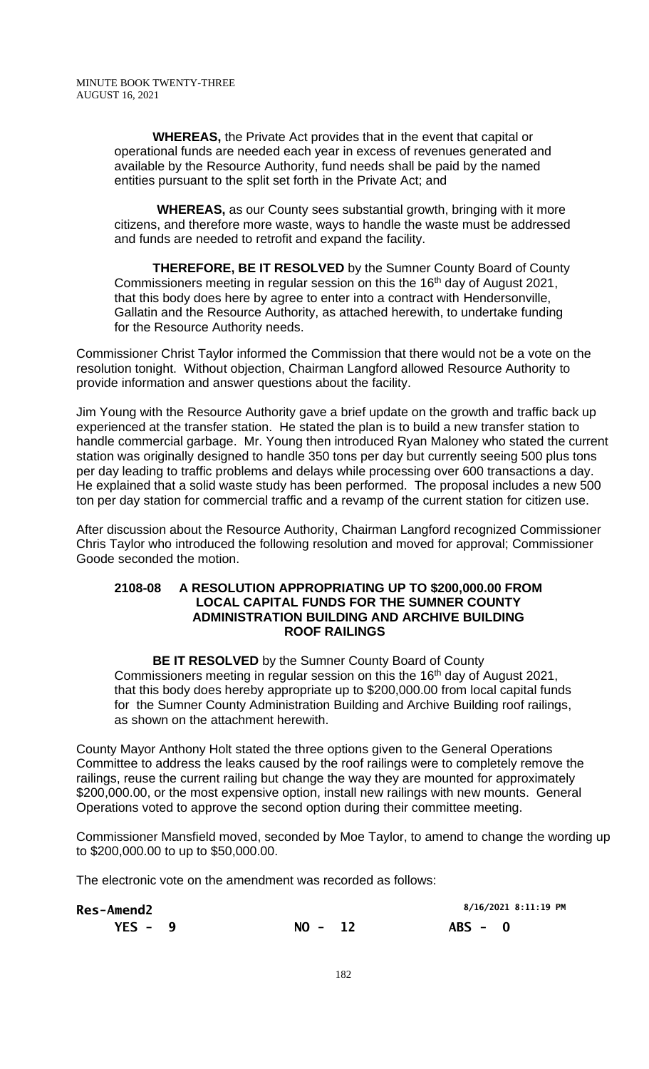**WHEREAS,** the Private Act provides that in the event that capital or operational funds are needed each year in excess of revenues generated and available by the Resource Authority, fund needs shall be paid by the named entities pursuant to the split set forth in the Private Act; and

**WHEREAS,** as our County sees substantial growth, bringing with it more citizens, and therefore more waste, ways to handle the waste must be addressed and funds are needed to retrofit and expand the facility.

**THEREFORE, BE IT RESOLVED** by the Sumner County Board of County Commissioners meeting in regular session on this the 16th day of August 2021, that this body does here by agree to enter into a contract with Hendersonville, Gallatin and the Resource Authority, as attached herewith, to undertake funding for the Resource Authority needs.

Commissioner Christ Taylor informed the Commission that there would not be a vote on the resolution tonight. Without objection, Chairman Langford allowed Resource Authority to provide information and answer questions about the facility.

Jim Young with the Resource Authority gave a brief update on the growth and traffic back up experienced at the transfer station. He stated the plan is to build a new transfer station to handle commercial garbage. Mr. Young then introduced Ryan Maloney who stated the current station was originally designed to handle 350 tons per day but currently seeing 500 plus tons per day leading to traffic problems and delays while processing over 600 transactions a day. He explained that a solid waste study has been performed. The proposal includes a new 500 ton per day station for commercial traffic and a revamp of the current station for citizen use.

After discussion about the Resource Authority, Chairman Langford recognized Commissioner Chris Taylor who introduced the following resolution and moved for approval; Commissioner Goode seconded the motion.

**2108-08 A RESOLUTION APPROPRIATING UP TO $200,000.00 FROM LOCAL CAPITAL FUNDS FOR THE SUMNER COUNTY ADMINISTRATION BUILDING AND ARCHIVE BUILDING ROOF RAILINGS**

**BE IT RESOLVED** by the Sumner County Board of County Commissioners meeting in regular session on this the 16th day of August 2021, that this body does hereby appropriate up to $200,000.00 from local capital funds for the Sumner County Administration Building and Archive Building roof railings, as shown on the attachment herewith.

County Mayor Anthony Holt stated the three options given to the General Operations Committee to address the leaks caused by the roof railings were to completely remove the railings, reuse the current railing but change the way they are mounted for approximately $200,000.00, or the most expensive option, install new railings with new mounts. General Operations voted to approve the second option during their committee meeting.

Commissioner Mansfield moved, seconded by Moe Taylor, to amend to change the wording up to $200,000.00 to up to $50,000.00.

The electronic vote on the amendment was recorded as follows:

**Res-Amend2** 8/16/2021 8:11:19 PM

**YES - 9** **NO - 12** **ABS - 0**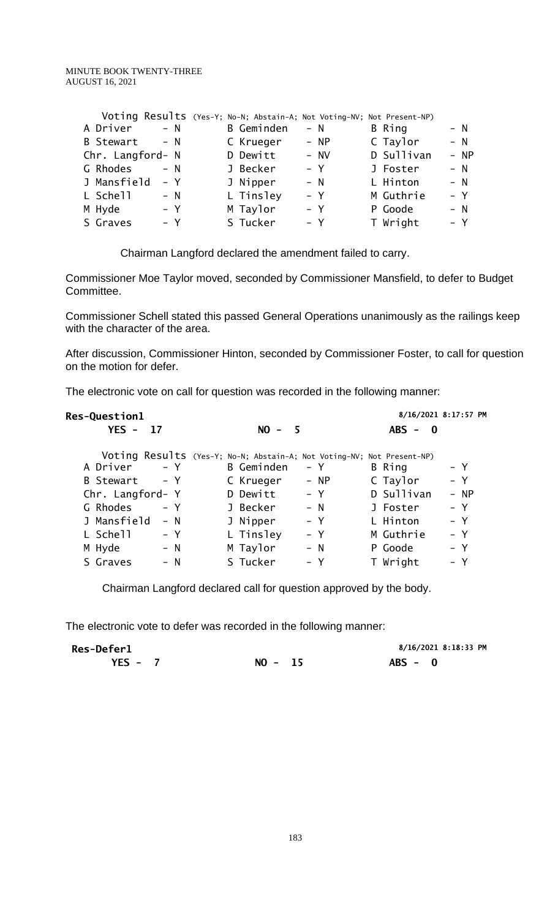Voting Results (Yes-Y; No-N; Abstain-A; Not Voting-NV; Not Present-NP)

| | | | | | |
|---|---|---|---|---|---|
| A Driver | - N | B Geminden | - N | B Ring | - N |
| B Stewart | - N | C Krueger | - NP | C Taylor | - N |
| Chr. Langford | - N | D Dewitt | - NV | D Sullivan | - NP |
| G Rhodes | - N | J Becker | - Y | J Foster | - N |
| J Mansfield | - Y | J Nipper | - N | L Hinton | - N |
| L Schell | - N | L Tinsley | - Y | M Guthrie | - Y |
| M Hyde | - Y | M Taylor | - Y | P Goode | - N |
| S Graves | - Y | S Tucker | - Y | T Wright | - Y |

Chairman Langford declared the amendment failed to carry.

Commissioner Moe Taylor moved, seconded by Commissioner Mansfield, to defer to Budget Committee.

Commissioner Schell stated this passed General Operations unanimously as the railings keep with the character of the area.

After discussion, Commissioner Hinton, seconded by Commissioner Foster, to call for question on the motion for defer.

The electronic vote on call for question was recorded in the following manner:

**Res-Question1** — 8/16/2021 8:17:57 PM

**YES - 17 NO - 5 ABS - 0**

Voting Results (Yes-Y; No-N; Abstain-A; Not Voting-NV; Not Present-NP)

| | | | | | |
|---|---|---|---|---|---|
| A Driver | - Y | B Geminden | - Y | B Ring | - Y |
| B Stewart | - Y | C Krueger | - NP | C Taylor | - Y |
| Chr. Langford | - Y | D Dewitt | - Y | D Sullivan | - NP |
| G Rhodes | - Y | J Becker | - N | J Foster | - Y |
| J Mansfield | - N | J Nipper | - Y | L Hinton | - Y |
| L Schell | - Y | L Tinsley | - Y | M Guthrie | - Y |
| M Hyde | - N | M Taylor | - N | P Goode | - Y |
| S Graves | - N | S Tucker | - Y | T Wright | - Y |

Chairman Langford declared call for question approved by the body.

The electronic vote to defer was recorded in the following manner:

**Res-Defer1** — 8/16/2021 8:18:33 PM

**YES - 7 NO - 15 ABS - 0**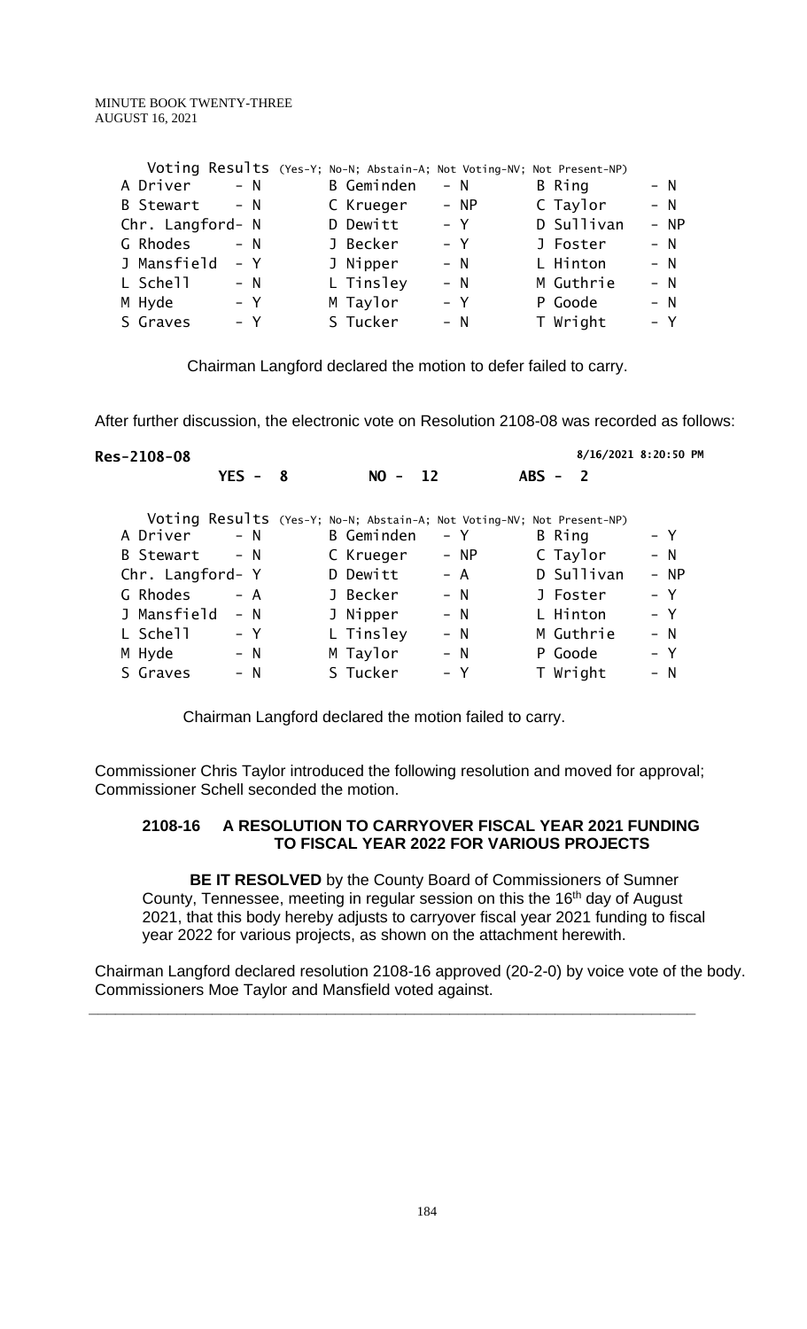| Voting Results (Yes-Y; No-N; Abstain-A; Not Voting-NV; Not Present-NP) | | | | | |
|---|---|---|---|---|---|
| A Driver | - N | B Geminden | - N | B Ring | - N |
| B Stewart | - N | C Krueger | - NP | C Taylor | - N |
| Chr. Langford | - N | D Dewitt | - Y | D Sullivan | - NP |
| G Rhodes | - N | J Becker | - Y | J Foster | - N |
| J Mansfield | - Y | J Nipper | - N | L Hinton | - N |
| L Schell | - N | L Tinsley | - N | M Guthrie | - N |
| M Hyde | - Y | M Taylor | - Y | P Goode | - N |
| S Graves | - Y | S Tucker | - N | T Wright | - Y |

Chairman Langford declared the motion to defer failed to carry.

After further discussion, the electronic vote on Resolution 2108-08 was recorded as follows:

**Res-2108-08** **8/16/2021 8:20:50 PM**

**YES - 8** **NO - 12** **ABS - 2**

| Voting Results (Yes-Y; No-N; Abstain-A; Not Voting-NV; Not Present-NP) | | | | | |
|---|---|---|---|---|---|
| A Driver | - N | B Geminden | - Y | B Ring | - Y |
| B Stewart | - N | C Krueger | - NP | C Taylor | - N |
| Chr. Langford | - Y | D Dewitt | - A | D Sullivan | - NP |
| G Rhodes | - A | J Becker | - N | J Foster | - Y |
| J Mansfield | - N | J Nipper | - N | L Hinton | - Y |
| L Schell | - Y | L Tinsley | - N | M Guthrie | - N |
| M Hyde | - N | M Taylor | - N | P Goode | - Y |
| S Graves | - N | S Tucker | - Y | T Wright | - N |

Chairman Langford declared the motion failed to carry.

Commissioner Chris Taylor introduced the following resolution and moved for approval; Commissioner Schell seconded the motion.

### 2108-16 A RESOLUTION TO CARRYOVER FISCAL YEAR 2021 FUNDING TO FISCAL YEAR 2022 FOR VARIOUS PROJECTS

**BE IT RESOLVED** by the County Board of Commissioners of Sumner County, Tennessee, meeting in regular session on this the 16th day of August 2021, that this body hereby adjusts to carryover fiscal year 2021 funding to fiscal year 2022 for various projects, as shown on the attachment herewith.

Chairman Langford declared resolution 2108-16 approved (20-2-0) by voice vote of the body. Commissioners Moe Taylor and Mansfield voted against.

---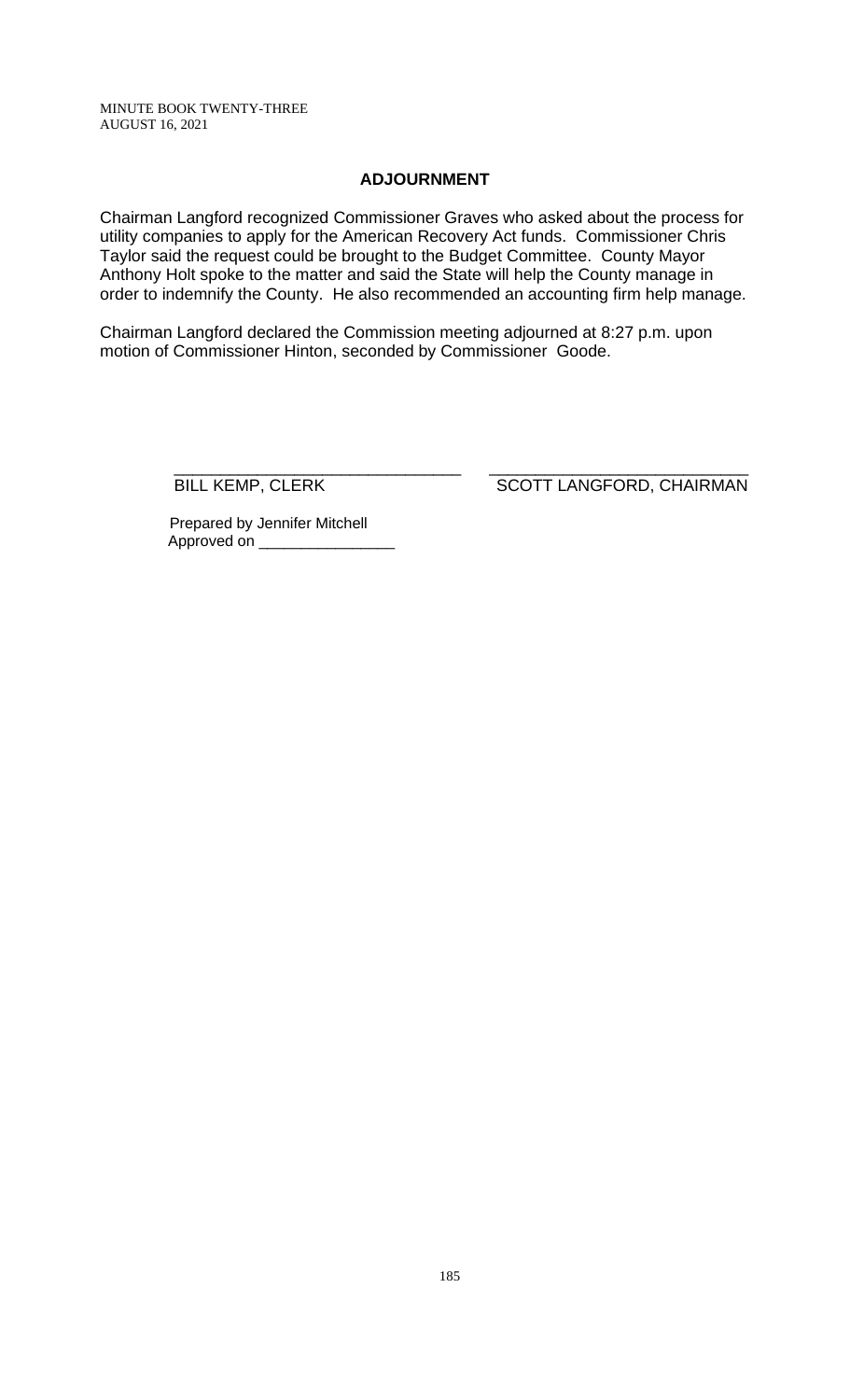## ADJOURNMENT

Chairman Langford recognized Commissioner Graves who asked about the process for utility companies to apply for the American Recovery Act funds. Commissioner Chris Taylor said the request could be brought to the Budget Committee. County Mayor Anthony Holt spoke to the matter and said the State will help the County manage in order to indemnify the County. He also recommended an accounting firm help manage.

Chairman Langford declared the Commission meeting adjourned at 8:27 p.m. upon motion of Commissioner Hinton, seconded by Commissioner Goode.

_______________________________ _______________________________

BILL KEMP, CLERK SCOTT LANGFORD, CHAIRMAN

Prepared by Jennifer Mitchell
Approved on _______________